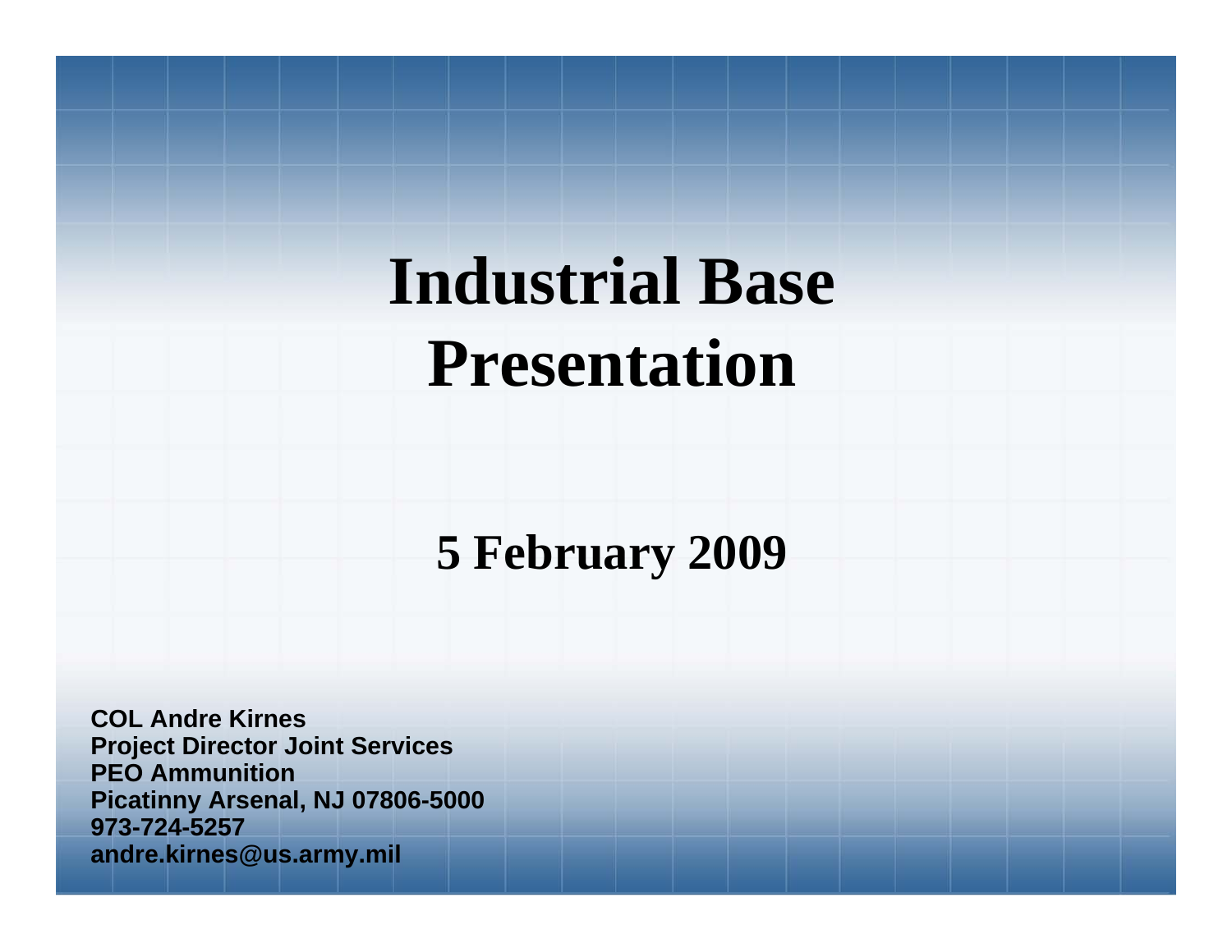# Industrial Base Presentation

## 5 February 2009

**COL Andre Kirnes**
**Project Director Joint Services**
**PEO Ammunition**
**Picatinny Arsenal, NJ 07806-5000**
**973-724-5257**
**andre.kirnes@us.army.mil**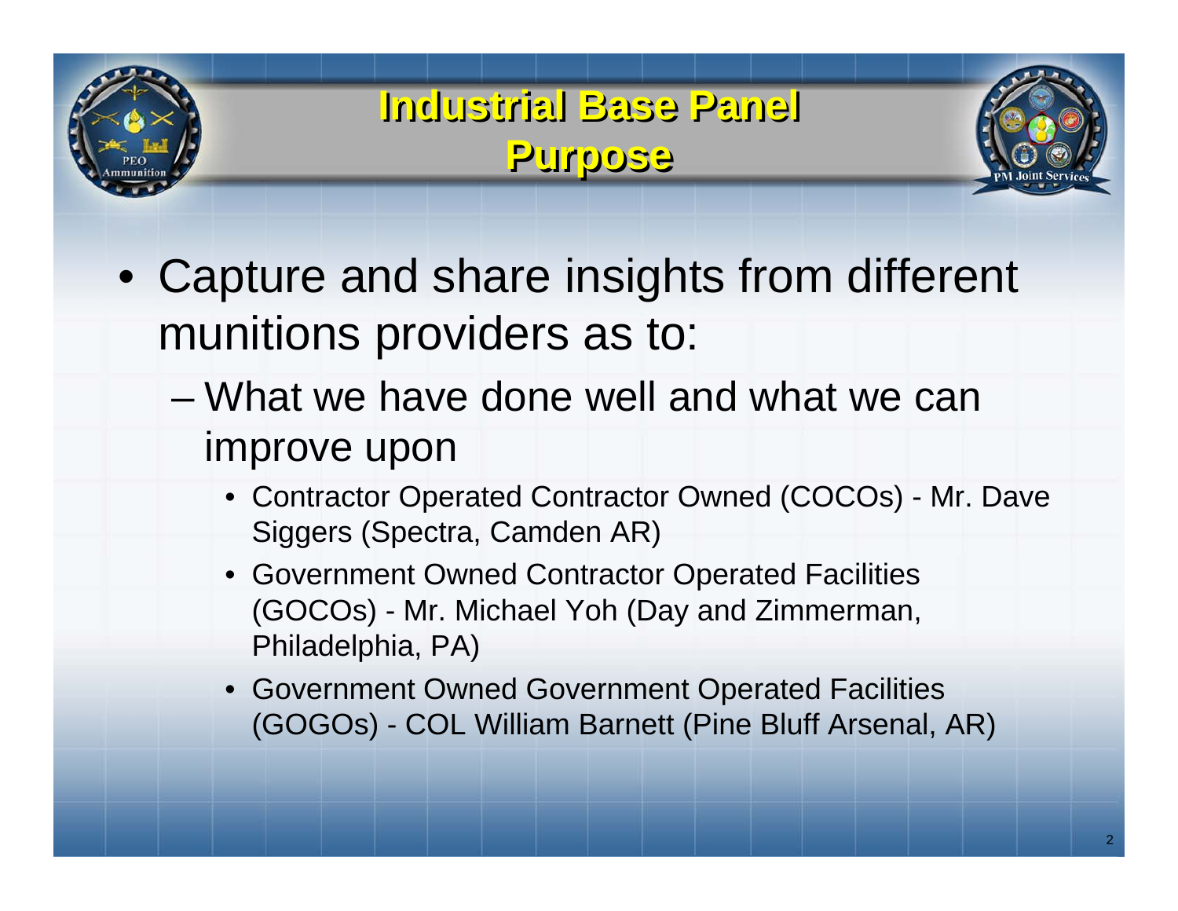# Industrial Base Panel Purpose

- Capture and share insights from different munitions providers as to:
  - What we have done well and what we can improve upon
    - Contractor Operated Contractor Owned (COCOs) - Mr. Dave Siggers (Spectra, Camden AR)
    - Government Owned Contractor Operated Facilities (GOCOs) - Mr. Michael Yoh (Day and Zimmerman, Philadelphia, PA)
    - Government Owned Government Operated Facilities (GOGOs) - COL William Barnett (Pine Bluff Arsenal, AR)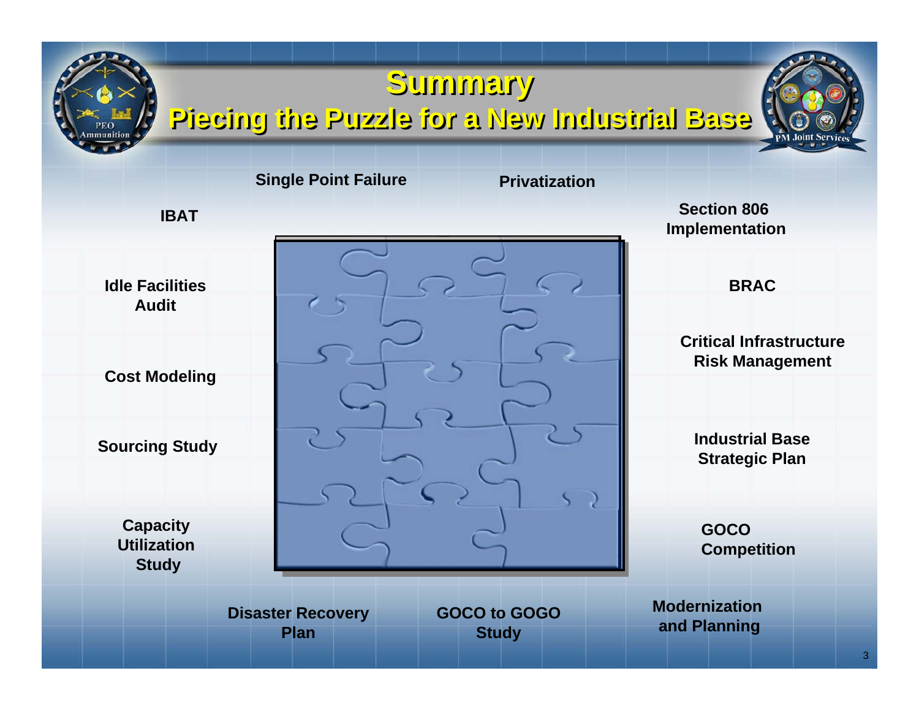# Summary

## Piecing the Puzzle for a New Industrial Base

- Single Point Failure
- Privatization
- IBAT
- Section 806 Implementation
- Idle Facilities Audit
- BRAC
- Critical Infrastructure Risk Management
- Cost Modeling
- Sourcing Study
- Industrial Base Strategic Plan
- Capacity Utilization Study
- GOCO Competition
- Disaster Recovery Plan
- GOCO to GOGO Study
- Modernization and Planning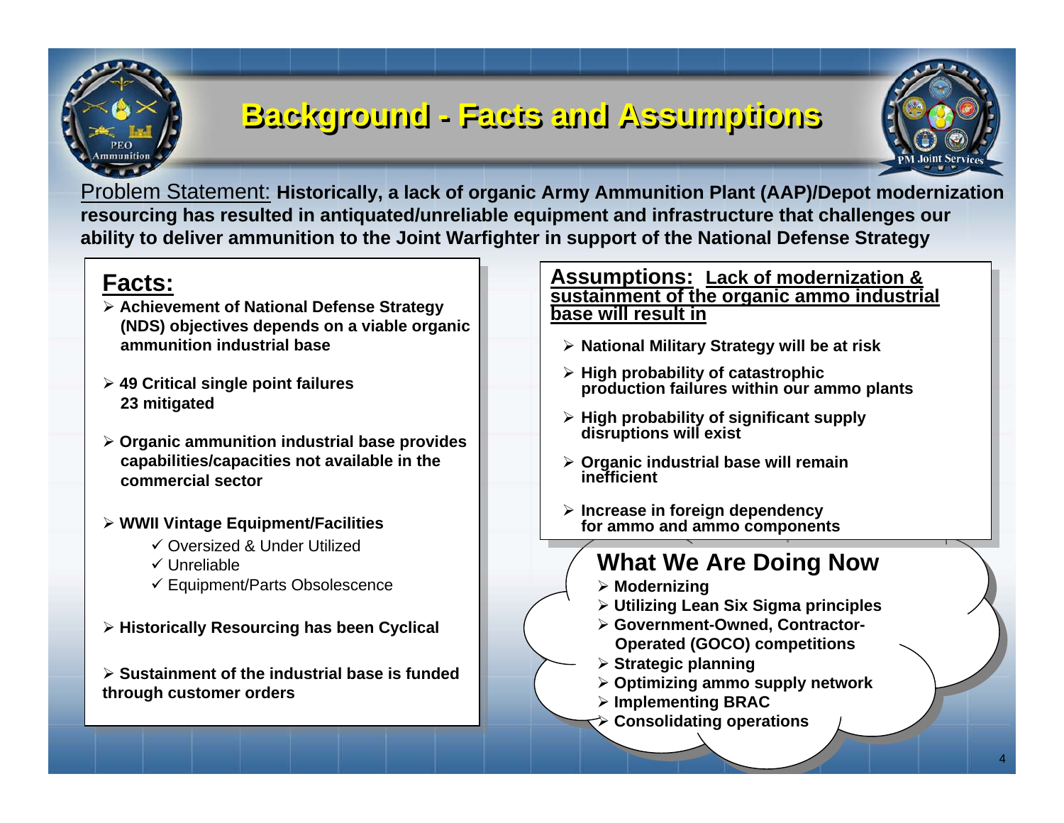# Background - Facts and Assumptions

Problem Statement: **Historically, a lack of organic Army Ammunition Plant (AAP)/Depot modernization resourcing has resulted in antiquated/unreliable equipment and infrastructure that challenges our ability to deliver ammunition to the Joint Warfighter in support of the National Defense Strategy**

## Facts:

- **Achievement of National Defense Strategy (NDS) objectives depends on a viable organic ammunition industrial base**
- **49 Critical single point failures**
  **23 mitigated**
- **Organic ammunition industrial base provides capabilities/capacities not available in the commercial sector**
- **WWII Vintage Equipment/Facilities**
  - ✓ Oversized & Under Utilized
  - ✓ Unreliable
  - ✓ Equipment/Parts Obsolescence
- **Historically Resourcing has been Cyclical**
- **Sustainment of the industrial base is funded through customer orders**

## Assumptions: Lack of modernization & sustainment of the organic ammo industrial base will result in

- **National Military Strategy will be at risk**
- **High probability of catastrophic production failures within our ammo plants**
- **High probability of significant supply disruptions will exist**
- **Organic industrial base will remain inefficient**
- **Increase in foreign dependency for ammo and ammo components**

## What We Are Doing Now

- **Modernizing**
- **Utilizing Lean Six Sigma principles**
- **Government-Owned, Contractor-Operated (GOCO) competitions**
- **Strategic planning**
- **Optimizing ammo supply network**
- **Implementing BRAC**
- **Consolidating operations**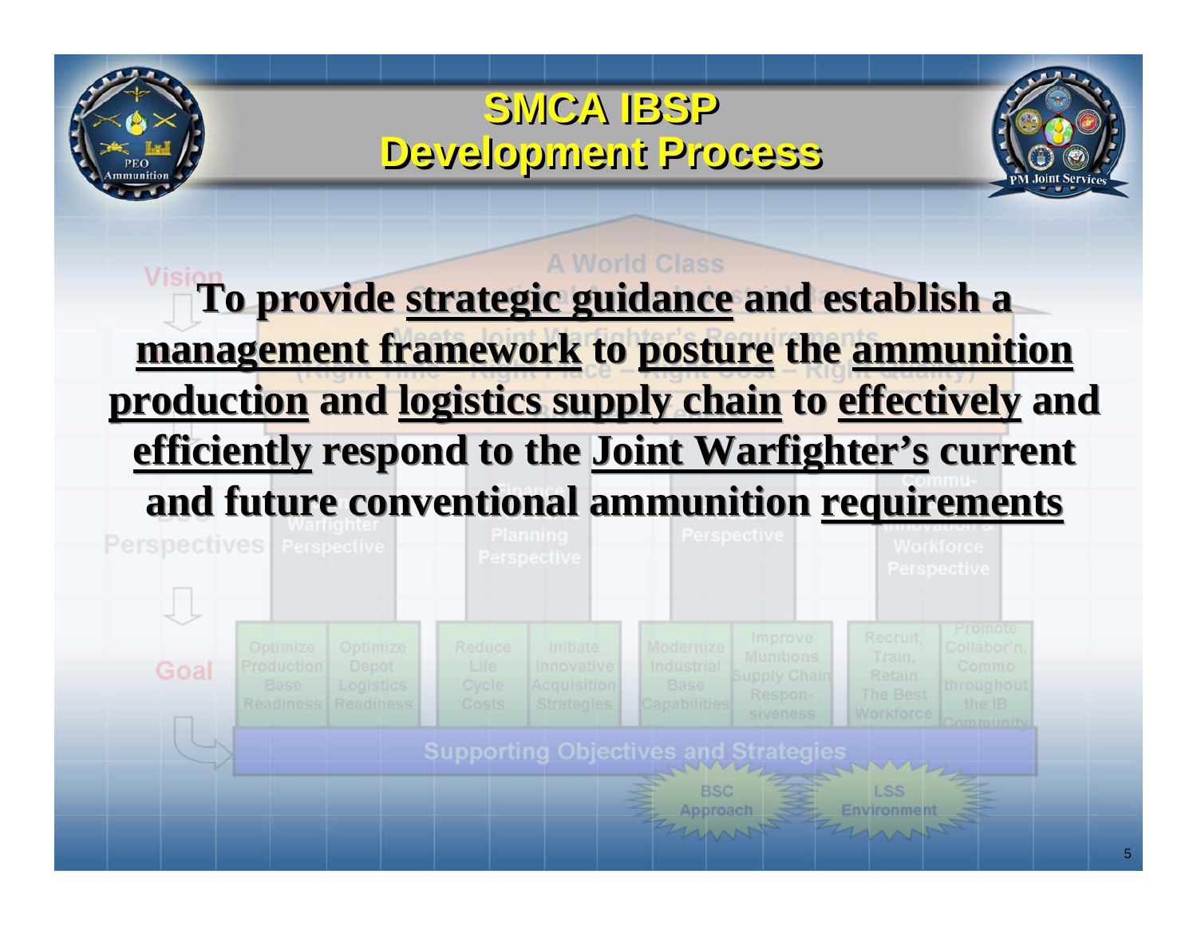# SMCA IBSP Development Process

**To provide strategic guidance and establish a management framework to posture the ammunition production and logistics supply chain to effectively and efficiently respond to the Joint Warfighter's current and future conventional ammunition requirements**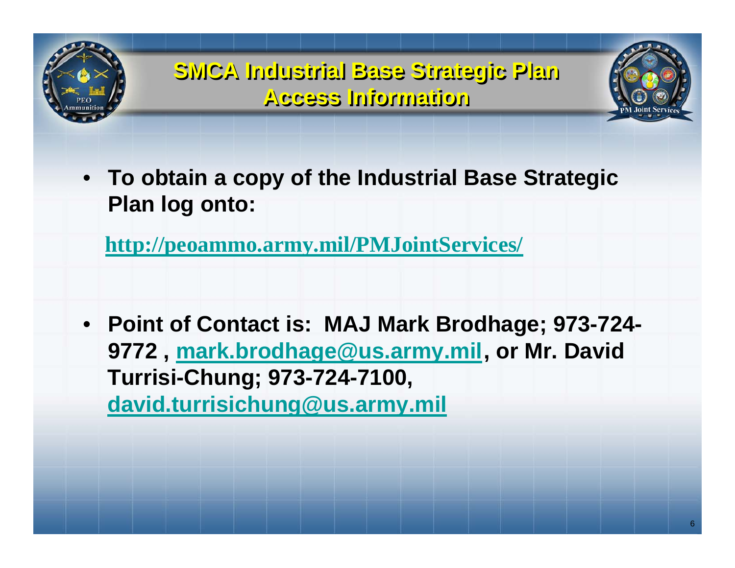# SMCA Industrial Base Strategic Plan Access Information

- **To obtain a copy of the Industrial Base Strategic Plan log onto:**

  **http://peoammo.army.mil/PMJointServices/**

- **Point of Contact is: MAJ Mark Brodhage; 973-724-9772 , mark.brodhage@us.army.mil, or Mr. David Turrisi-Chung; 973-724-7100, david.turrisichung@us.army.mil**